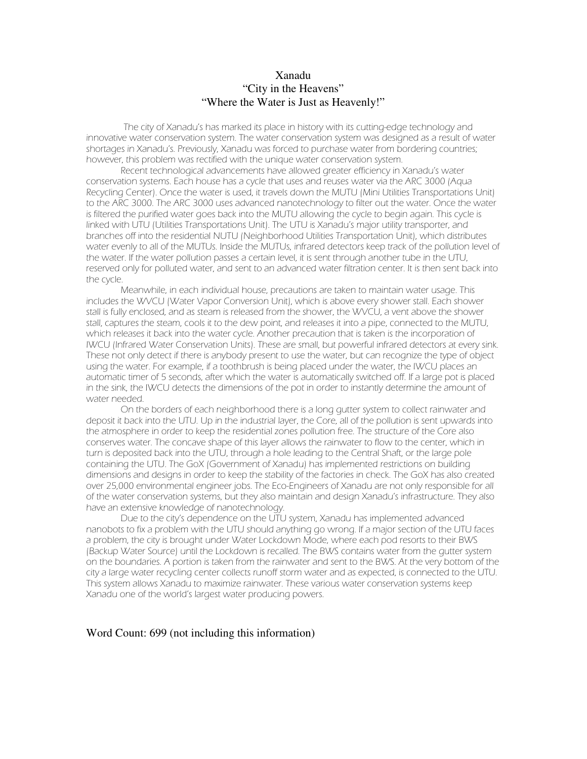# Xanadu
## "City in the Heavens"
## "Where the Water is Just as Heavenly!"

The city of Xanadu's has marked its place in history with its cutting-edge technology and innovative water conservation system. The water conservation system was designed as a result of water shortages in Xanadu's. Previously, Xanadu was forced to purchase water from bordering countries; however, this problem was rectified with the unique water conservation system.

Recent technological advancements have allowed greater efficiency in Xanadu's water conservation systems. Each house has a cycle that uses and reuses water via the ARC 3000 (Aqua Recycling Center). Once the water is used, it travels down the MUTU (Mini Utilities Transportations Unit) to the ARC 3000. The ARC 3000 uses advanced nanotechnology to filter out the water. Once the water is filtered the purified water goes back into the MUTU allowing the cycle to begin again. This cycle is linked with UTU (Utilities Transportations Unit). The UTU is Xanadu's major utility transporter, and branches off into the residential NUTU (Neighborhood Utilities Transportation Unit), which distributes water evenly to all of the MUTUs. Inside the MUTUs, infrared detectors keep track of the pollution level of the water. If the water pollution passes a certain level, it is sent through another tube in the UTU, reserved only for polluted water, and sent to an advanced water filtration center. It is then sent back into the cycle.

Meanwhile, in each individual house, precautions are taken to maintain water usage. This includes the WVCU (Water Vapor Conversion Unit), which is above every shower stall. Each shower stall is fully enclosed, and as steam is released from the shower, the WVCU, a vent above the shower stall, captures the steam, cools it to the dew point, and releases it into a pipe, connected to the MUTU, which releases it back into the water cycle. Another precaution that is taken is the incorporation of IWCU (Infrared Water Conservation Units). These are small, but powerful infrared detectors at every sink. These not only detect if there is anybody present to use the water, but can recognize the type of object using the water. For example, if a toothbrush is being placed under the water, the IWCU places an automatic timer of 5 seconds, after which the water is automatically switched off. If a large pot is placed in the sink, the IWCU detects the dimensions of the pot in order to instantly determine the amount of water needed.

On the borders of each neighborhood there is a long gutter system to collect rainwater and deposit it back into the UTU. Up in the industrial layer, the Core, all of the pollution is sent upwards into the atmosphere in order to keep the residential zones pollution free. The structure of the Core also conserves water. The concave shape of this layer allows the rainwater to flow to the center, which in turn is deposited back into the UTU, through a hole leading to the Central Shaft, or the large pole containing the UTU. The GoX (Government of Xanadu) has implemented restrictions on building dimensions and designs in order to keep the stability of the factories in check. The GoX has also created over 25,000 environmental engineer jobs. The Eco-Engineers of Xanadu are not only responsible for all of the water conservation systems, but they also maintain and design Xanadu's infrastructure. They also have an extensive knowledge of nanotechnology.

Due to the city's dependence on the UTU system, Xanadu has implemented advanced nanobots to fix a problem with the UTU should anything go wrong. If a major section of the UTU faces a problem, the city is brought under Water Lockdown Mode, where each pod resorts to their BWS (Backup Water Source) until the Lockdown is recalled. The BWS contains water from the gutter system on the boundaries. A portion is taken from the rainwater and sent to the BWS. At the very bottom of the city a large water recycling center collects runoff storm water and as expected, is connected to the UTU. This system allows Xanadu to maximize rainwater. These various water conservation systems keep Xanadu one of the world's largest water producing powers.

Word Count: 699 (not including this information)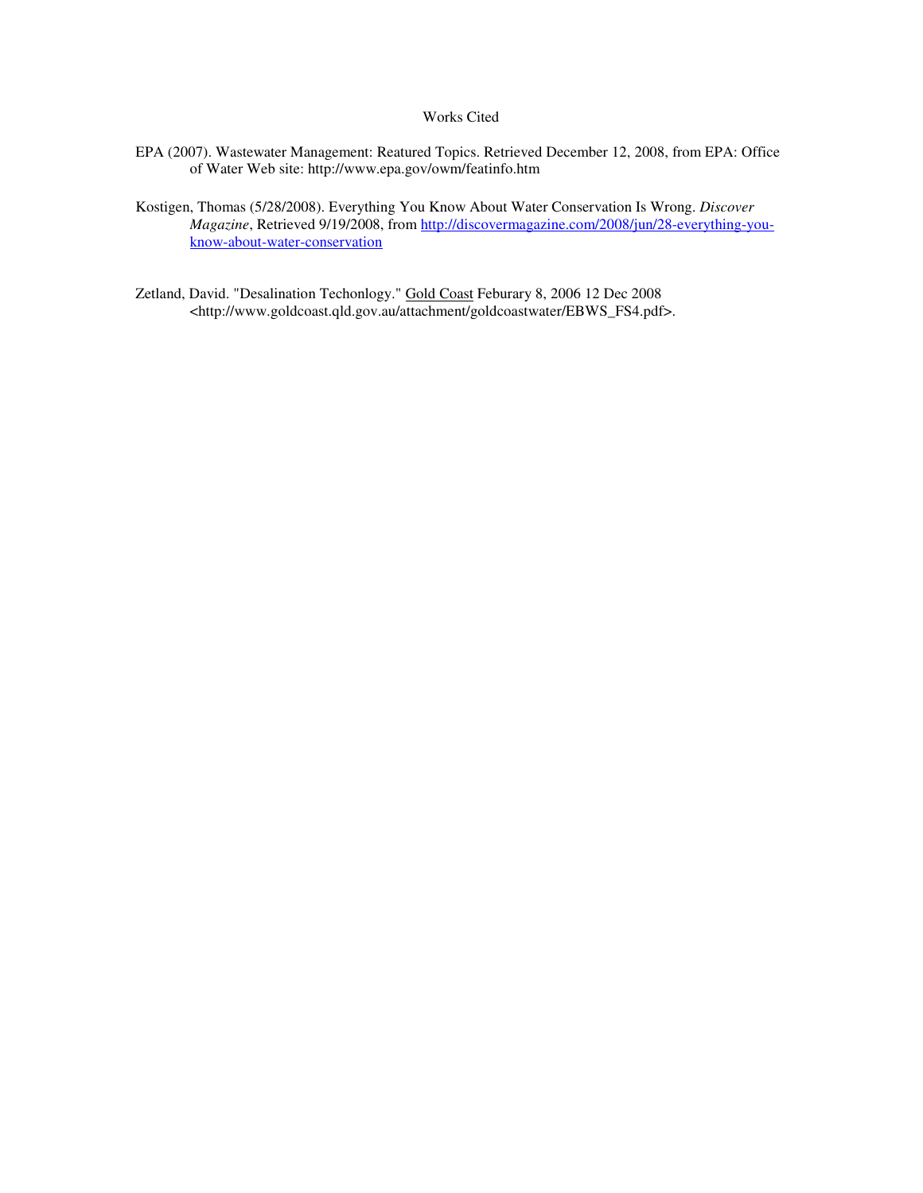# Works Cited

EPA (2007). Wastewater Management: Reatured Topics. Retrieved December 12, 2008, from EPA: Office of Water Web site: http://www.epa.gov/owm/featinfo.htm

Kostigen, Thomas (5/28/2008). Everything You Know About Water Conservation Is Wrong. *Discover Magazine*, Retrieved 9/19/2008, from http://discovermagazine.com/2008/jun/28-everything-you-know-about-water-conservation

Zetland, David. "Desalination Techonlogy." Gold Coast Feburary 8, 2006 12 Dec 2008 <http://www.goldcoast.qld.gov.au/attachment/goldcoastwater/EBWS_FS4.pdf>.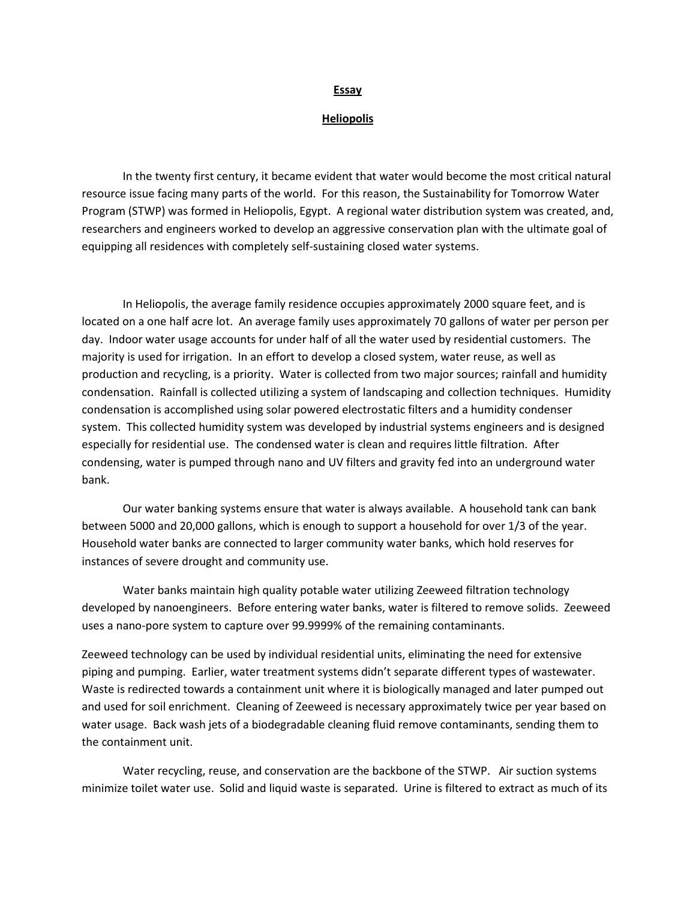**Essay**

**Heliopolis**

In the twenty first century, it became evident that water would become the most critical natural resource issue facing many parts of the world. For this reason, the Sustainability for Tomorrow Water Program (STWP) was formed in Heliopolis, Egypt. A regional water distribution system was created, and, researchers and engineers worked to develop an aggressive conservation plan with the ultimate goal of equipping all residences with completely self-sustaining closed water systems.

In Heliopolis, the average family residence occupies approximately 2000 square feet, and is located on a one half acre lot. An average family uses approximately 70 gallons of water per person per day. Indoor water usage accounts for under half of all the water used by residential customers. The majority is used for irrigation. In an effort to develop a closed system, water reuse, as well as production and recycling, is a priority. Water is collected from two major sources; rainfall and humidity condensation. Rainfall is collected utilizing a system of landscaping and collection techniques. Humidity condensation is accomplished using solar powered electrostatic filters and a humidity condenser system. This collected humidity system was developed by industrial systems engineers and is designed especially for residential use. The condensed water is clean and requires little filtration. After condensing, water is pumped through nano and UV filters and gravity fed into an underground water bank.

Our water banking systems ensure that water is always available. A household tank can bank between 5000 and 20,000 gallons, which is enough to support a household for over 1/3 of the year. Household water banks are connected to larger community water banks, which hold reserves for instances of severe drought and community use.

Water banks maintain high quality potable water utilizing Zeeweed filtration technology developed by nanoengineers. Before entering water banks, water is filtered to remove solids. Zeeweed uses a nano-pore system to capture over 99.9999% of the remaining contaminants.

Zeeweed technology can be used by individual residential units, eliminating the need for extensive piping and pumping. Earlier, water treatment systems didn't separate different types of wastewater. Waste is redirected towards a containment unit where it is biologically managed and later pumped out and used for soil enrichment. Cleaning of Zeeweed is necessary approximately twice per year based on water usage. Back wash jets of a biodegradable cleaning fluid remove contaminants, sending them to the containment unit.

Water recycling, reuse, and conservation are the backbone of the STWP. Air suction systems minimize toilet water use. Solid and liquid waste is separated. Urine is filtered to extract as much of its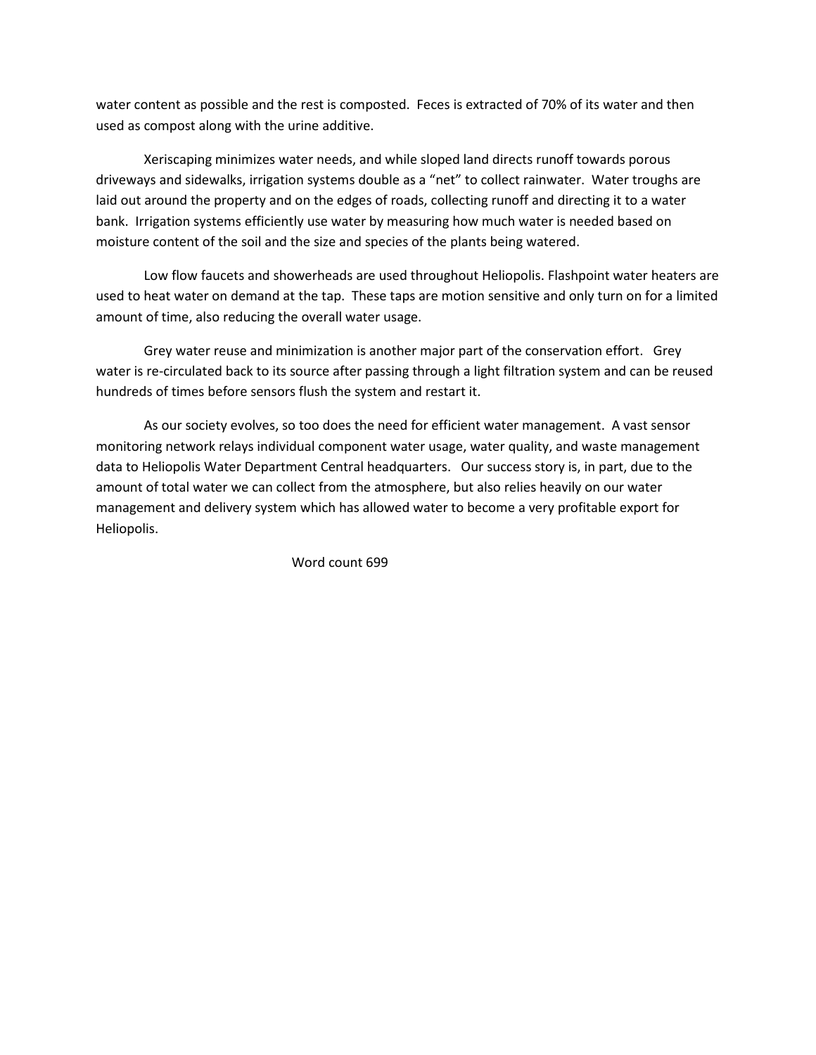water content as possible and the rest is composted. Feces is extracted of 70% of its water and then used as compost along with the urine additive.

Xeriscaping minimizes water needs, and while sloped land directs runoff towards porous driveways and sidewalks, irrigation systems double as a "net" to collect rainwater. Water troughs are laid out around the property and on the edges of roads, collecting runoff and directing it to a water bank. Irrigation systems efficiently use water by measuring how much water is needed based on moisture content of the soil and the size and species of the plants being watered.

Low flow faucets and showerheads are used throughout Heliopolis. Flashpoint water heaters are used to heat water on demand at the tap. These taps are motion sensitive and only turn on for a limited amount of time, also reducing the overall water usage.

Grey water reuse and minimization is another major part of the conservation effort. Grey water is re-circulated back to its source after passing through a light filtration system and can be reused hundreds of times before sensors flush the system and restart it.

As our society evolves, so too does the need for efficient water management. A vast sensor monitoring network relays individual component water usage, water quality, and waste management data to Heliopolis Water Department Central headquarters. Our success story is, in part, due to the amount of total water we can collect from the atmosphere, but also relies heavily on our water management and delivery system which has allowed water to become a very profitable export for Heliopolis.

Word count 699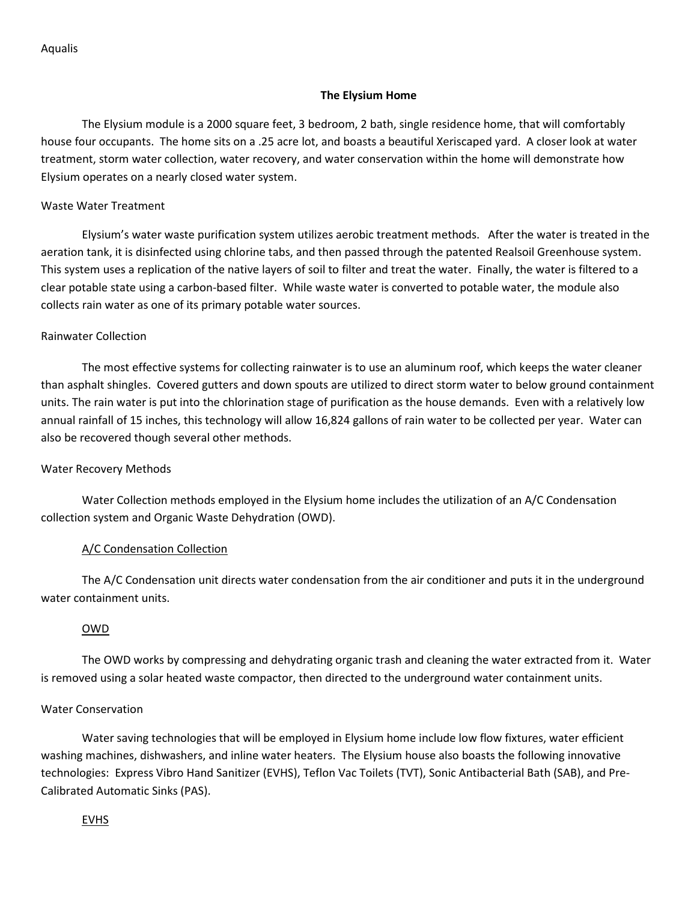Aqualis

## The Elysium Home

The Elysium module is a 2000 square feet, 3 bedroom, 2 bath, single residence home, that will comfortably house four occupants. The home sits on a .25 acre lot, and boasts a beautiful Xeriscaped yard. A closer look at water treatment, storm water collection, water recovery, and water conservation within the home will demonstrate how Elysium operates on a nearly closed water system.

### Waste Water Treatment

Elysium's water waste purification system utilizes aerobic treatment methods. After the water is treated in the aeration tank, it is disinfected using chlorine tabs, and then passed through the patented Realsoil Greenhouse system. This system uses a replication of the native layers of soil to filter and treat the water. Finally, the water is filtered to a clear potable state using a carbon-based filter. While waste water is converted to potable water, the module also collects rain water as one of its primary potable water sources.

### Rainwater Collection

The most effective systems for collecting rainwater is to use an aluminum roof, which keeps the water cleaner than asphalt shingles. Covered gutters and down spouts are utilized to direct storm water to below ground containment units. The rain water is put into the chlorination stage of purification as the house demands. Even with a relatively low annual rainfall of 15 inches, this technology will allow 16,824 gallons of rain water to be collected per year. Water can also be recovered though several other methods.

### Water Recovery Methods

Water Collection methods employed in the Elysium home includes the utilization of an A/C Condensation collection system and Organic Waste Dehydration (OWD).

#### A/C Condensation Collection

The A/C Condensation unit directs water condensation from the air conditioner and puts it in the underground water containment units.

#### OWD

The OWD works by compressing and dehydrating organic trash and cleaning the water extracted from it. Water is removed using a solar heated waste compactor, then directed to the underground water containment units.

### Water Conservation

Water saving technologies that will be employed in Elysium home include low flow fixtures, water efficient washing machines, dishwashers, and inline water heaters. The Elysium house also boasts the following innovative technologies: Express Vibro Hand Sanitizer (EVHS), Teflon Vac Toilets (TVT), Sonic Antibacterial Bath (SAB), and Pre-Calibrated Automatic Sinks (PAS).

#### EVHS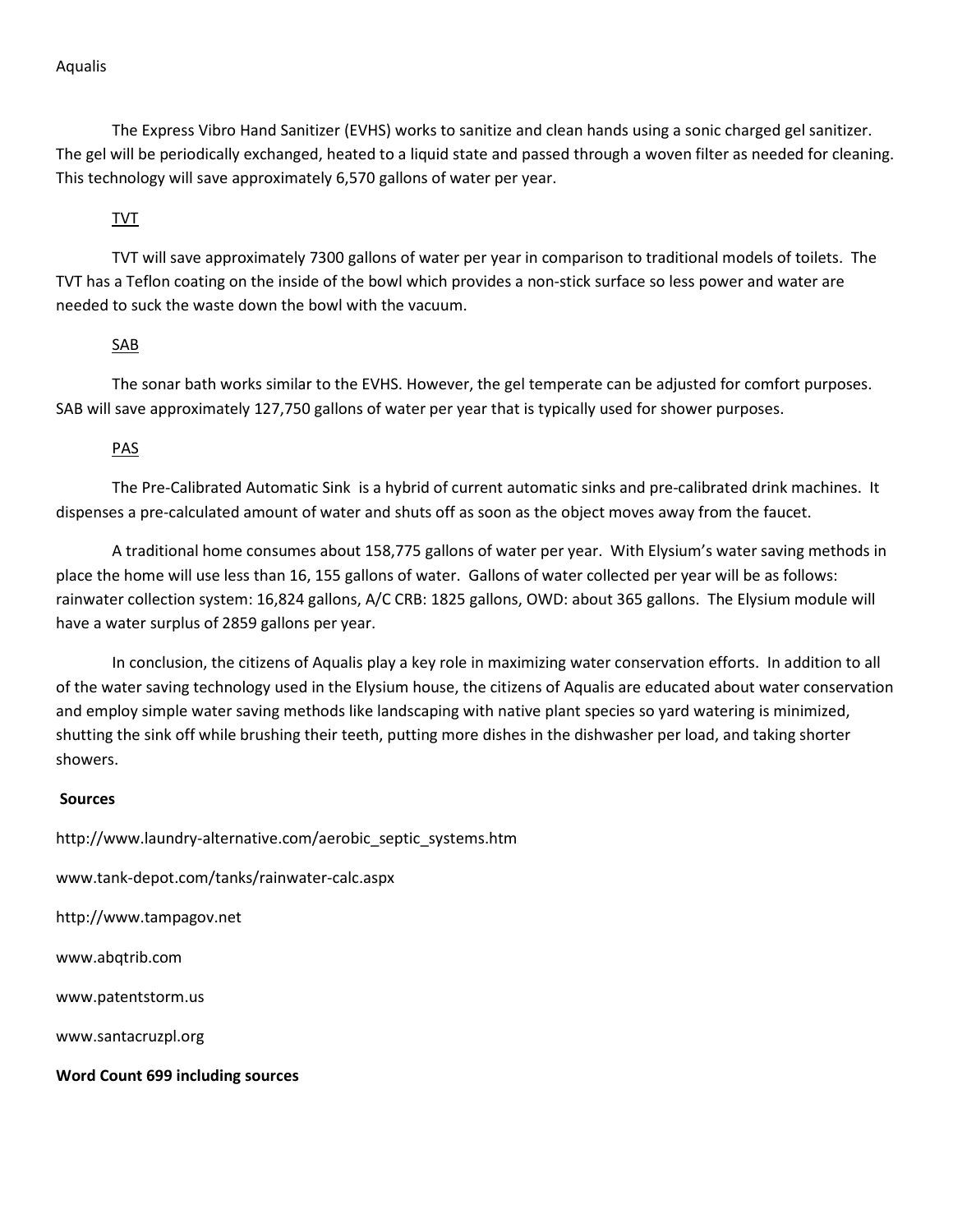Aqualis

The Express Vibro Hand Sanitizer (EVHS) works to sanitize and clean hands using a sonic charged gel sanitizer. The gel will be periodically exchanged, heated to a liquid state and passed through a woven filter as needed for cleaning. This technology will save approximately 6,570 gallons of water per year.

<u>TVT</u>

TVT will save approximately 7300 gallons of water per year in comparison to traditional models of toilets. The TVT has a Teflon coating on the inside of the bowl which provides a non-stick surface so less power and water are needed to suck the waste down the bowl with the vacuum.

<u>SAB</u>

The sonar bath works similar to the EVHS. However, the gel temperate can be adjusted for comfort purposes. SAB will save approximately 127,750 gallons of water per year that is typically used for shower purposes.

<u>PAS</u>

The Pre-Calibrated Automatic Sink is a hybrid of current automatic sinks and pre-calibrated drink machines. It dispenses a pre-calculated amount of water and shuts off as soon as the object moves away from the faucet.

A traditional home consumes about 158,775 gallons of water per year. With Elysium's water saving methods in place the home will use less than 16, 155 gallons of water. Gallons of water collected per year will be as follows: rainwater collection system: 16,824 gallons, A/C CRB: 1825 gallons, OWD: about 365 gallons. The Elysium module will have a water surplus of 2859 gallons per year.

In conclusion, the citizens of Aqualis play a key role in maximizing water conservation efforts. In addition to all of the water saving technology used in the Elysium house, the citizens of Aqualis are educated about water conservation and employ simple water saving methods like landscaping with native plant species so yard watering is minimized, shutting the sink off while brushing their teeth, putting more dishes in the dishwasher per load, and taking shorter showers.

**Sources**

http://www.laundry-alternative.com/aerobic_septic_systems.htm

www.tank-depot.com/tanks/rainwater-calc.aspx

http://www.tampagov.net

www.abqtrib.com

www.patentstorm.us

www.santacruzpl.org

**Word Count 699 including sources**